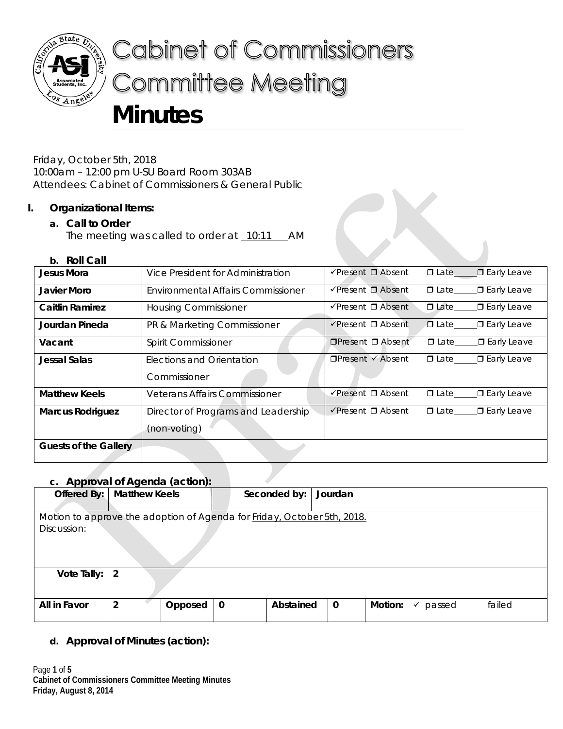# Cabinet of Commissioners Committee Meeting

# Minutes

Friday, October 5th, 2018
10:00am – 12:00 pm U-SU Board Room 303AB
Attendees: Cabinet of Commissioners & General Public

## I. Organizational Items:

### a. Call to Order

The meeting was called to order at 10:11 AM

### b. Roll Call

| | | |
|---|---|---|
| **Jesus Mora** | Vice President for Administration | ✓Present ☐ Absent ☐ Late_____ ☐ Early Leave |
| **Javier Moro** | Environmental Affairs Commissioner | ✓Present ☐ Absent ☐ Late_____ ☐ Early Leave |
| **Caitlin Ramirez** | Housing Commissioner | ✓Present ☐ Absent ☐ Late_____ ☐ Early Leave |
| **Jourdan Pineda** | PR & Marketing Commissioner | ✓Present ☐ Absent ☐ Late_____ ☐ Early Leave |
| **Vacant** | Spirit Commissioner | ☐Present ☐ Absent ☐ Late_____ ☐ Early Leave |
| **Jessal Salas** | Elections and Orientation Commissioner | ☐Present ✓ Absent ☐ Late_____ ☐ Early Leave |
| **Matthew Keels** | Veterans Affairs Commissioner | ✓Present ☐ Absent ☐ Late_____ ☐ Early Leave |
| **Marcus Rodriguez** | Director of Programs and Leadership (non-voting) | ✓Present ☐ Absent ☐ Late_____ ☐ Early Leave |
| **Guests of the Gallery** | | |

### c. Approval of Agenda (action):

| **Offered By:** | **Matthew Keels** | | **Seconded by:** | **Jourdan** | | | |
|---|---|---|---|---|---|---|---|
| Motion to approve the adoption of Agenda for Friday, October 5th, 2018.<br>Discussion: | | | | | | | |
| **Vote Tally:** | **2** | | | | | | |
| **All in Favor** | **2** | **Opposed** | **0** | **Abstained** | **0** | **Motion:** ✓ passed | failed |

### d. Approval of Minutes (action):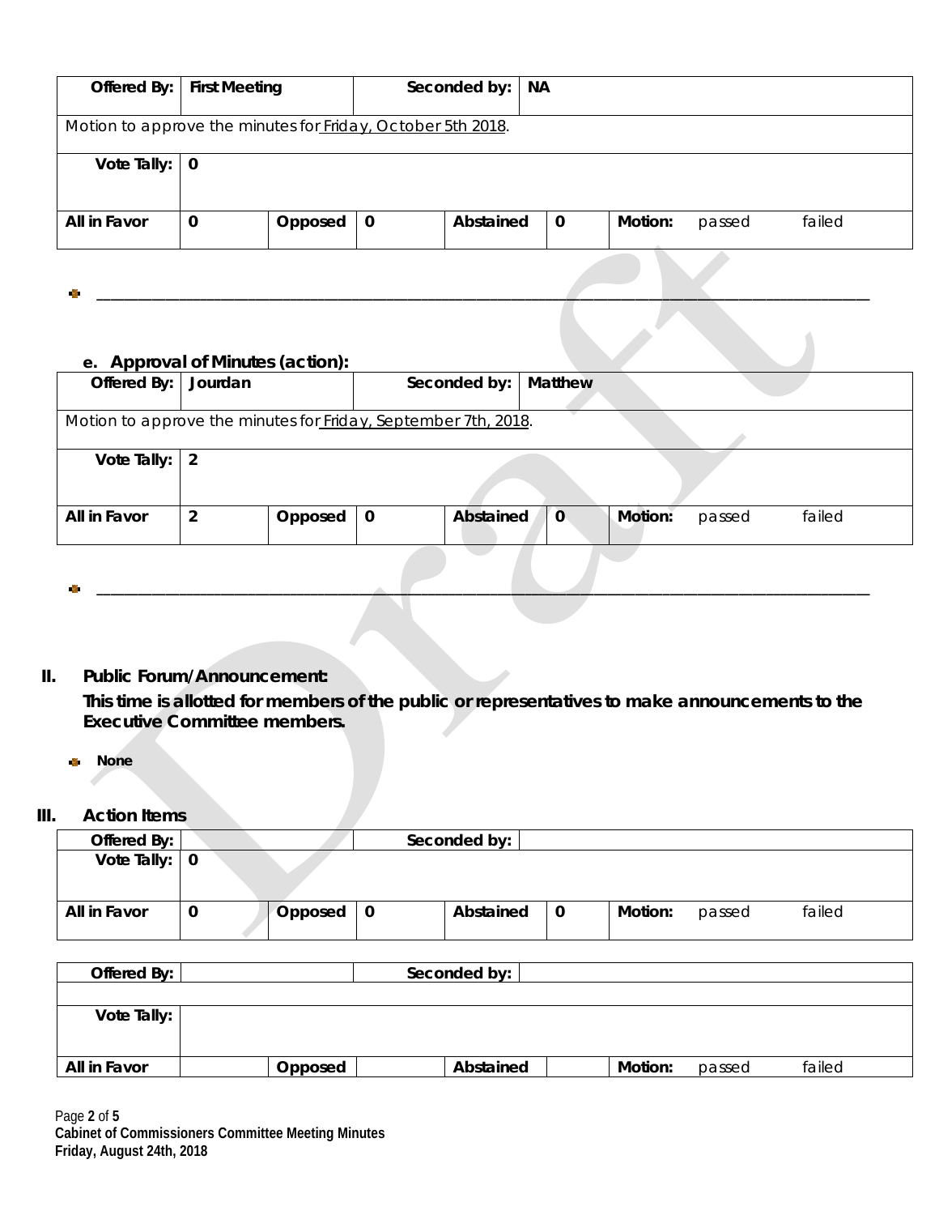| Offered By: | First Meeting | | Seconded by: | NA | | | |
|---|---|---|---|---|---|---|---|
| Motion to approve the minutes for Friday, October 5th 2018. | | | | | | | |
| Vote Tally: | 0 | | | | | | |
| All in Favor | 0 | Opposed | 0 | Abstained | 0 | Motion: | passed failed |

- ________________________________________________________________________________________________

### e. Approval of Minutes (action):

| Offered By: | Jourdan | | Seconded by: | Matthew | | | |
|---|---|---|---|---|---|---|---|
| Motion to approve the minutes for Friday, September 7th, 2018. | | | | | | | |
| Vote Tally: | 2 | | | | | | |
| All in Favor | 2 | Opposed | 0 | Abstained | 0 | Motion: | passed failed |

- ________________________________________________________________________________________________

## II. Public Forum/Announcement:

**This time is allotted for members of the public or representatives to make announcements to the Executive Committee members.**

- **None**

## III. Action Items

| Offered By: | | | Seconded by: | | | | |
|---|---|---|---|---|---|---|---|
| Vote Tally: | 0 | | | | | | |
| All in Favor | 0 | Opposed | 0 | Abstained | 0 | Motion: | passed failed |

| Offered By: | | | Seconded by: | | | | |
|---|---|---|---|---|---|---|---|
| | | | | | | | |
| Vote Tally: | | | | | | | |
| All in Favor | | Opposed | | Abstained | | Motion: | passed failed |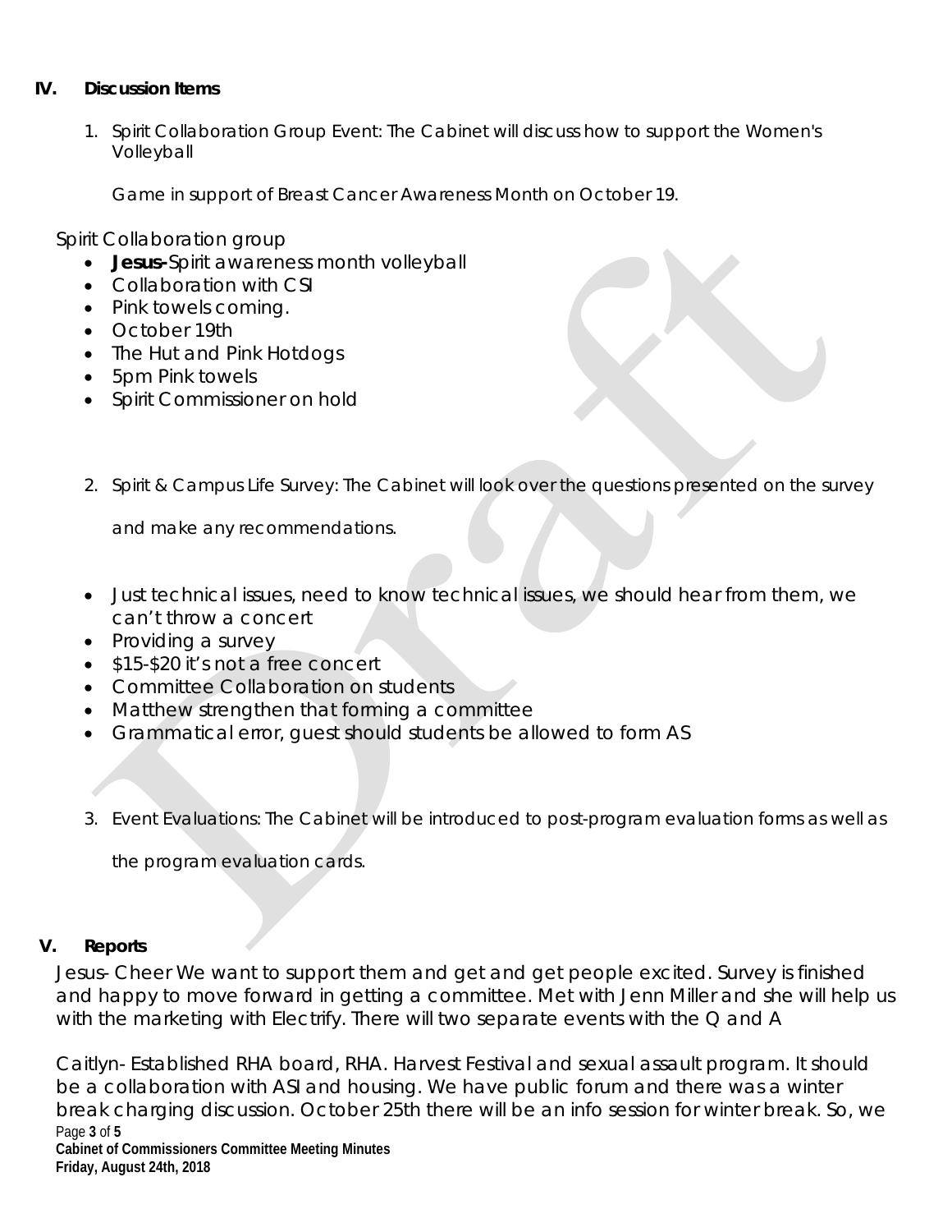## IV. Discussion Items

1. Spirit Collaboration Group Event: The Cabinet will discuss how to support the Women's Volleyball

   Game in support of Breast Cancer Awareness Month on October 19.

Spirit Collaboration group

- **Jesus-** Spirit awareness month volleyball
- Collaboration with CSI
- Pink towels coming.
- October 19th
- The Hut and Pink Hotdogs
- 5pm Pink towels
- Spirit Commissioner on hold

2. Spirit & Campus Life Survey: The Cabinet will look over the questions presented on the survey

   and make any recommendations.

- Just technical issues, need to know technical issues, we should hear from them, we can't throw a concert
- Providing a survey
- $15-$20 it's not a free concert
- Committee Collaboration on students
- Matthew strengthen that forming a committee
- Grammatical error, guest should students be allowed to form AS

3. Event Evaluations: The Cabinet will be introduced to post-program evaluation forms as well as

   the program evaluation cards.

## V. Reports

Jesus- Cheer We want to support them and get and get people excited. Survey is finished and happy to move forward in getting a committee. Met with Jenn Miller and she will help us with the marketing with Electrify. There will two separate events with the Q and A

Caitlyn- Established RHA board, RHA. Harvest Festival and sexual assault program. It should be a collaboration with ASI and housing. We have public forum and there was a winter break charging discussion. October 25th there will be an info session for winter break. So, we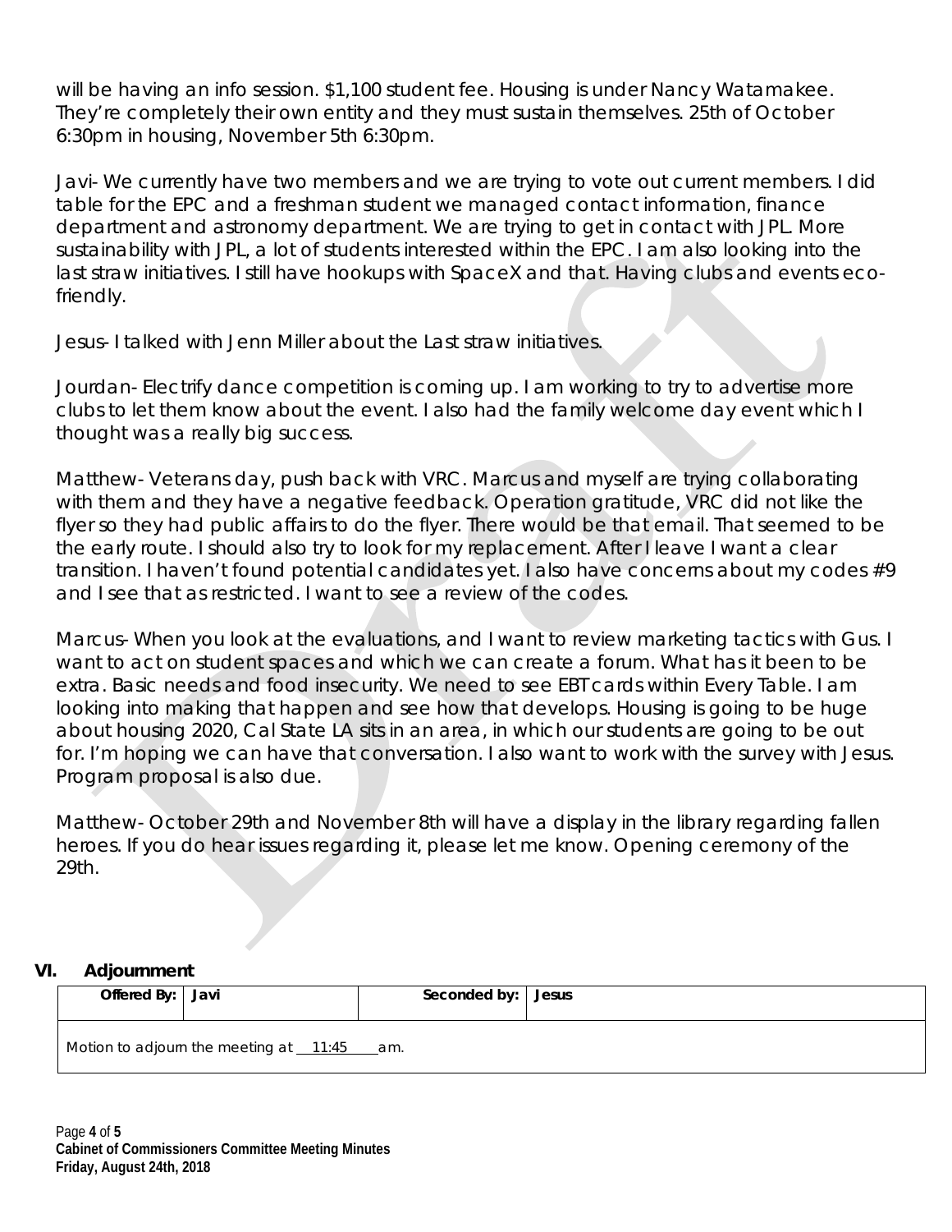will be having an info session. $1,100 student fee. Housing is under Nancy Watamakee. They're completely their own entity and they must sustain themselves. 25th of October 6:30pm in housing, November 5th 6:30pm.

Javi- We currently have two members and we are trying to vote out current members. I did table for the EPC and a freshman student we managed contact information, finance department and astronomy department. We are trying to get in contact with JPL. More sustainability with JPL, a lot of students interested within the EPC. I am also looking into the last straw initiatives. I still have hookups with SpaceX and that. Having clubs and events eco-friendly.

Jesus- I talked with Jenn Miller about the Last straw initiatives.

Jourdan- Electrify dance competition is coming up. I am working to try to advertise more clubs to let them know about the event. I also had the family welcome day event which I thought was a really big success.

Matthew- Veterans day, push back with VRC. Marcus and myself are trying collaborating with them and they have a negative feedback. Operation gratitude, VRC did not like the flyer so they had public affairs to do the flyer. There would be that email. That seemed to be the early route. I should also try to look for my replacement. After I leave I want a clear transition. I haven't found potential candidates yet. I also have concerns about my codes #9 and I see that as restricted. I want to see a review of the codes.

Marcus- When you look at the evaluations, and I want to review marketing tactics with Gus. I want to act on student spaces and which we can create a forum. What has it been to be extra. Basic needs and food insecurity. We need to see EBT cards within Every Table. I am looking into making that happen and see how that develops. Housing is going to be huge about housing 2020, Cal State LA sits in an area, in which our students are going to be out for. I'm hoping we can have that conversation. I also want to work with the survey with Jesus. Program proposal is also due.

Matthew- October 29th and November 8th will have a display in the library regarding fallen heroes. If you do hear issues regarding it, please let me know. Opening ceremony of the 29th.

## VI. Adjournment

| Offered By: | Javi | Seconded by: | Jesus |
|---|---|---|---|
| Motion to adjourn the meeting at 11:45 am. | | | |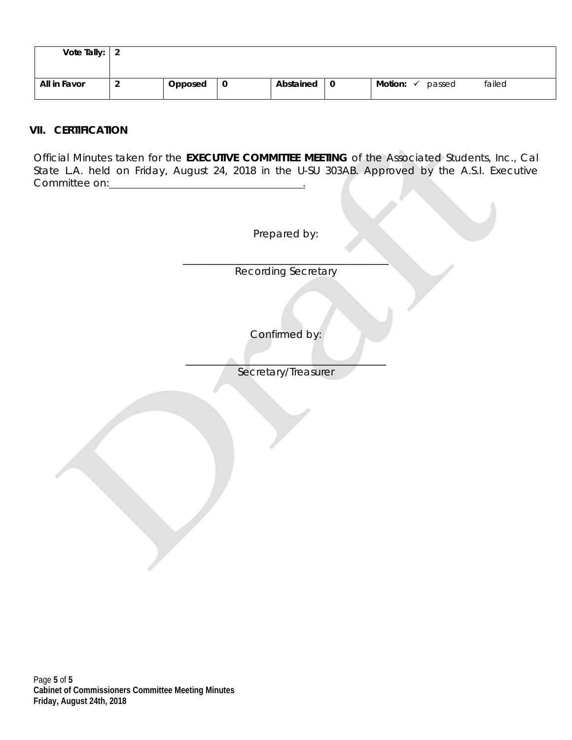| Vote Tally: | 2 | | | | | |
| --- | --- | --- | --- | --- | --- | --- |
| All in Favor | 2 | Opposed | 0 | Abstained | 0 | Motion: ✓ passed failed |

## VII. CERTIFICATION

Official Minutes taken for the **EXECUTIVE COMMITTEE MEETING** of the Associated Students, Inc., Cal State L.A. held on Friday, August 24, 2018 in the U-SU 303AB. Approved by the A.S.I. Executive Committee on:_________________________________.

Prepared by:

_________________________________
Recording Secretary

Confirmed by:

_________________________________
Secretary/Treasurer